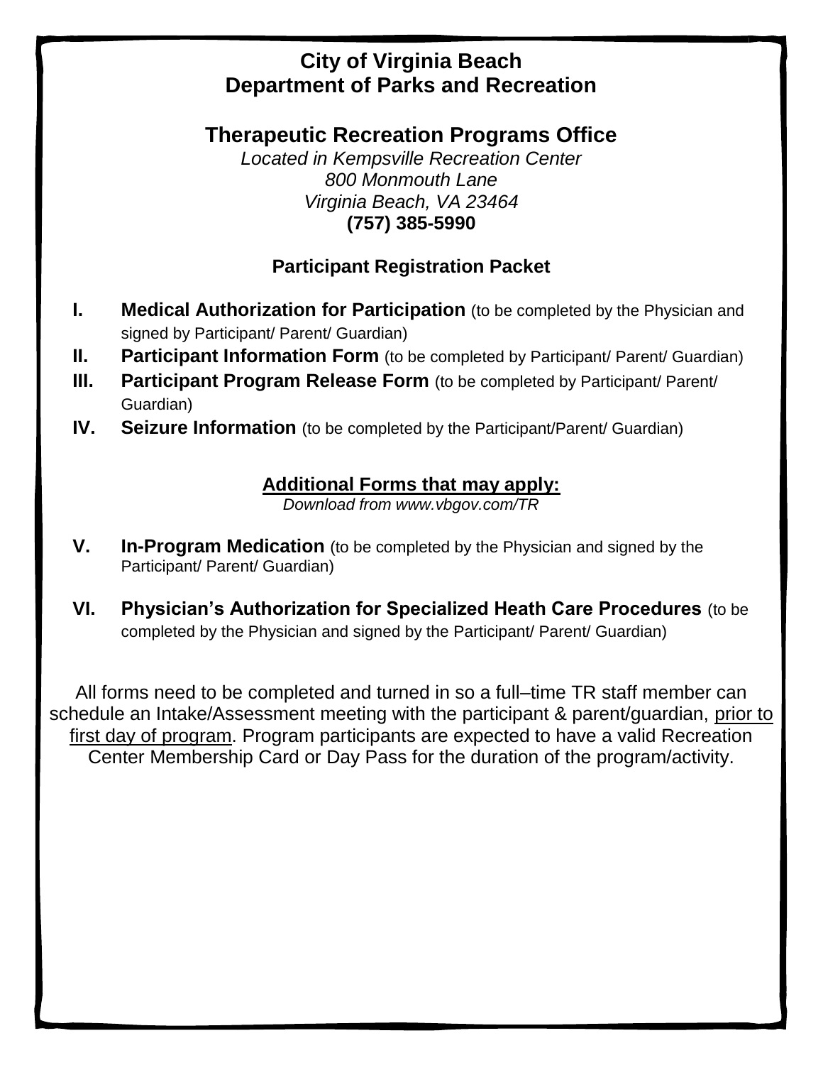# City of Virginia Beach
# Department of Parks and Recreation

## Therapeutic Recreation Programs Office

*Located in Kempsville Recreation Center*
*800 Monmouth Lane*
*Virginia Beach, VA 23464*
**(757) 385-5990**

### Participant Registration Packet

I. **Medical Authorization for Participation** (to be completed by the Physician and signed by Participant/ Parent/ Guardian)
II. **Participant Information Form** (to be completed by Participant/ Parent/ Guardian)
III. **Participant Program Release Form** (to be completed by Participant/ Parent/ Guardian)
IV. **Seizure Information** (to be completed by the Participant/Parent/ Guardian)

### Additional Forms that may apply:

*Download from www.vbgov.com/TR*

V. **In-Program Medication** (to be completed by the Physician and signed by the Participant/ Parent/ Guardian)

VI. **Physician's Authorization for Specialized Heath Care Procedures** (to be completed by the Physician and signed by the Participant/ Parent/ Guardian)

All forms need to be completed and turned in so a full–time TR staff member can schedule an Intake/Assessment meeting with the participant & parent/guardian, prior to first day of program. Program participants are expected to have a valid Recreation Center Membership Card or Day Pass for the duration of the program/activity.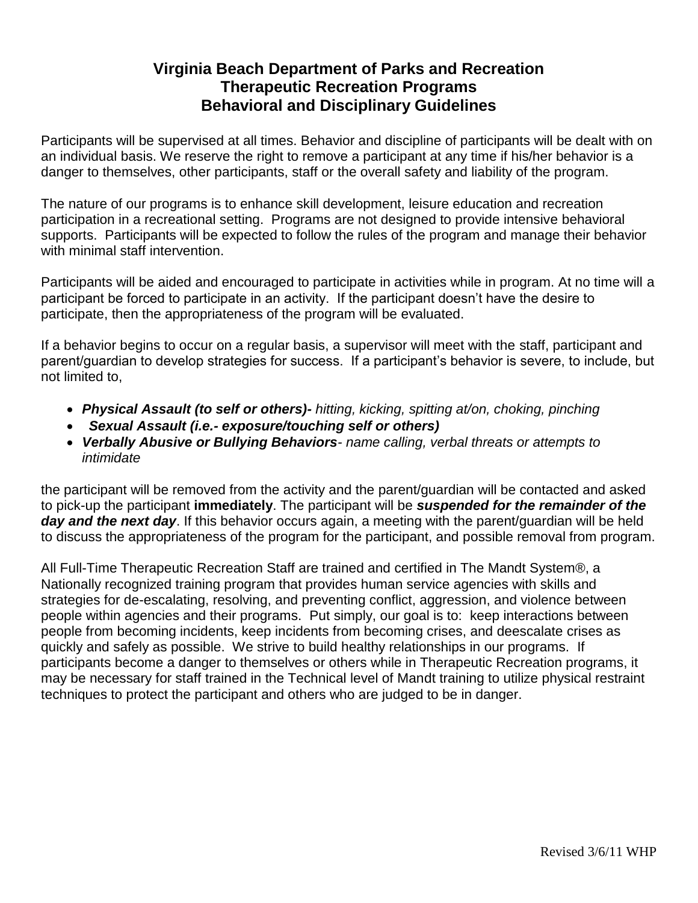# Virginia Beach Department of Parks and Recreation
# Therapeutic Recreation Programs
# Behavioral and Disciplinary Guidelines

Participants will be supervised at all times. Behavior and discipline of participants will be dealt with on an individual basis. We reserve the right to remove a participant at any time if his/her behavior is a danger to themselves, other participants, staff or the overall safety and liability of the program.

The nature of our programs is to enhance skill development, leisure education and recreation participation in a recreational setting. Programs are not designed to provide intensive behavioral supports. Participants will be expected to follow the rules of the program and manage their behavior with minimal staff intervention.

Participants will be aided and encouraged to participate in activities while in program. At no time will a participant be forced to participate in an activity. If the participant doesn't have the desire to participate, then the appropriateness of the program will be evaluated.

If a behavior begins to occur on a regular basis, a supervisor will meet with the staff, participant and parent/guardian to develop strategies for success. If a participant's behavior is severe, to include, but not limited to,

- ***Physical Assault (to self or others)-*** *hitting, kicking, spitting at/on, choking, pinching*
- ***Sexual Assault (i.e.- exposure/touching self or others)***
- ***Verbally Abusive or Bullying Behaviors****- name calling, verbal threats or attempts to intimidate*

the participant will be removed from the activity and the parent/guardian will be contacted and asked to pick-up the participant **immediately**. The participant will be ***suspended for the remainder of the day and the next day***. If this behavior occurs again, a meeting with the parent/guardian will be held to discuss the appropriateness of the program for the participant, and possible removal from program.

All Full-Time Therapeutic Recreation Staff are trained and certified in The Mandt System®, a Nationally recognized training program that provides human service agencies with skills and strategies for de-escalating, resolving, and preventing conflict, aggression, and violence between people within agencies and their programs. Put simply, our goal is to: keep interactions between people from becoming incidents, keep incidents from becoming crises, and deescalate crises as quickly and safely as possible. We strive to build healthy relationships in our programs. If participants become a danger to themselves or others while in Therapeutic Recreation programs, it may be necessary for staff trained in the Technical level of Mandt training to utilize physical restraint techniques to protect the participant and others who are judged to be in danger.

Revised 3/6/11 WHP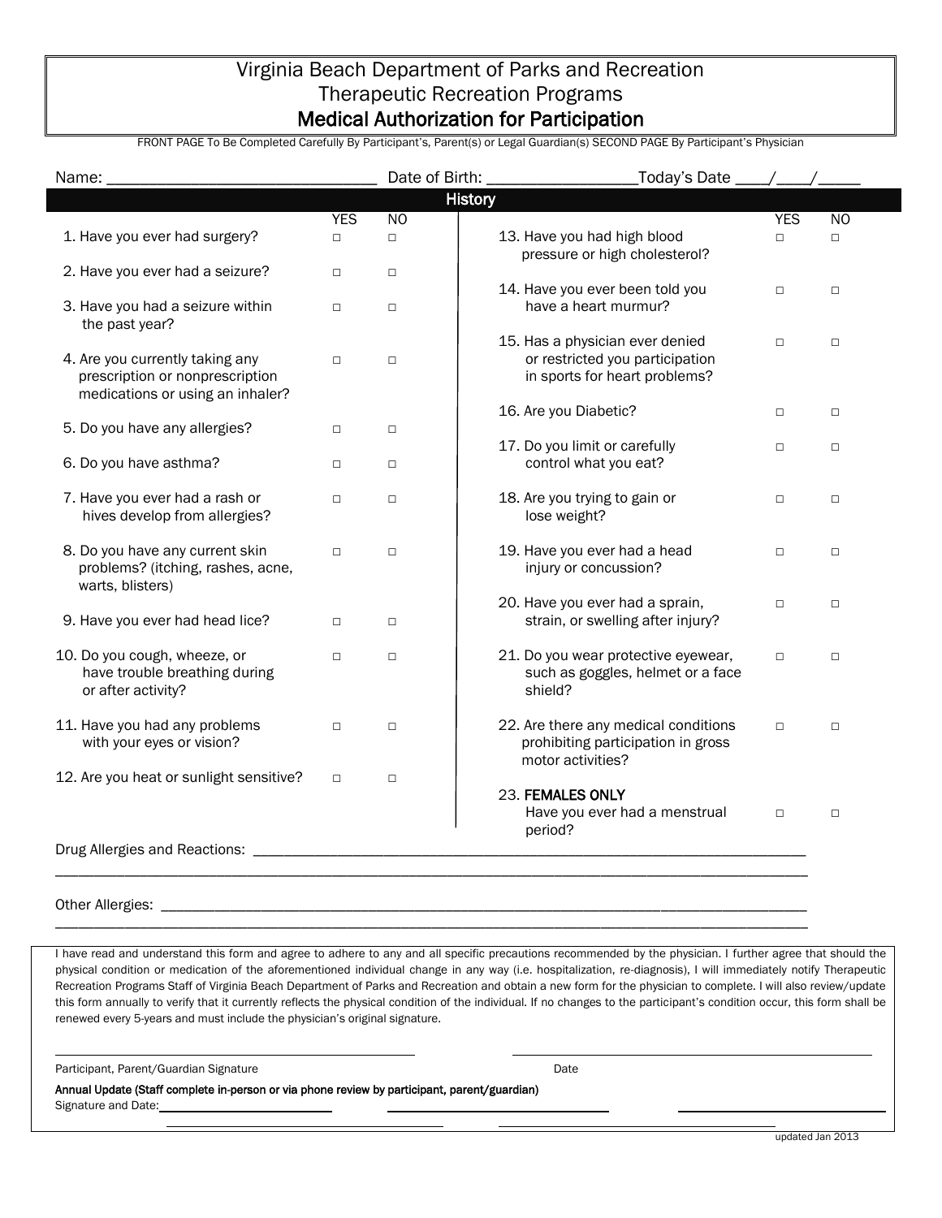# Virginia Beach Department of Parks and Recreation
## Therapeutic Recreation Programs
## Medical Authorization for Participation

FRONT PAGE To Be Completed Carefully By Participant's, Parent(s) or Legal Guardian(s) SECOND PAGE By Participant's Physician

Name: ________________________________ Date of Birth: _________________ Today's Date ____/____/_____

### History

| | YES | NO |
|---|---|---|
| 1. Have you ever had surgery? | □ | □ |
| 2. Have you ever had a seizure? | □ | □ |
| 3. Have you had a seizure within the past year? | □ | □ |
| 4. Are you currently taking any prescription or nonprescription medications or using an inhaler? | □ | □ |
| 5. Do you have any allergies? | □ | □ |
| 6. Do you have asthma? | □ | □ |
| 7. Have you ever had a rash or hives develop from allergies? | □ | □ |
| 8. Do you have any current skin problems? (itching, rashes, acne, warts, blisters) | □ | □ |
| 9. Have you ever had head lice? | □ | □ |
| 10. Do you cough, wheeze, or have trouble breathing during or after activity? | □ | □ |
| 11. Have you had any problems with your eyes or vision? | □ | □ |
| 12. Are you heat or sunlight sensitive? | □ | □ |
| 13. Have you had high blood pressure or high cholesterol? | □ | □ |
| 14. Have you ever been told you have a heart murmur? | □ | □ |
| 15. Has a physician ever denied or restricted you participation in sports for heart problems? | □ | □ |
| 16. Are you Diabetic? | □ | □ |
| 17. Do you limit or carefully control what you eat? | □ | □ |
| 18. Are you trying to gain or lose weight? | □ | □ |
| 19. Have you ever had a head injury or concussion? | □ | □ |
| 20. Have you ever had a sprain, strain, or swelling after injury? | □ | □ |
| 21. Do you wear protective eyewear, such as goggles, helmet or a face shield? | □ | □ |
| 22. Are there any medical conditions prohibiting participation in gross motor activities? | □ | □ |
| 23. **FEMALES ONLY** Have you ever had a menstrual period? | □ | □ |

Drug Allergies and Reactions: ______________________________________________________________________

____________________________________________________________________________________________

Other Allergies: ______________________________________________________________________________

____________________________________________________________________________________________

I have read and understand this form and agree to adhere to any and all specific precautions recommended by the physician. I further agree that should the physical condition or medication of the aforementioned individual change in any way (i.e. hospitalization, re-diagnosis), I will immediately notify Therapeutic Recreation Programs Staff of Virginia Beach Department of Parks and Recreation and obtain a new form for the physician to complete. I will also review/update this form annually to verify that it currently reflects the physical condition of the individual. If no changes to the participant's condition occur, this form shall be renewed every 5-years and must include the physician's original signature.

______________________________________________ ______________________________________________

Participant, Parent/Guardian Signature Date

**Annual Update (Staff complete in-person or via phone review by participant, parent/guardian)**

Signature and Date: ____________________ ____________________ ____________________

____________________ ____________________

updated Jan 2013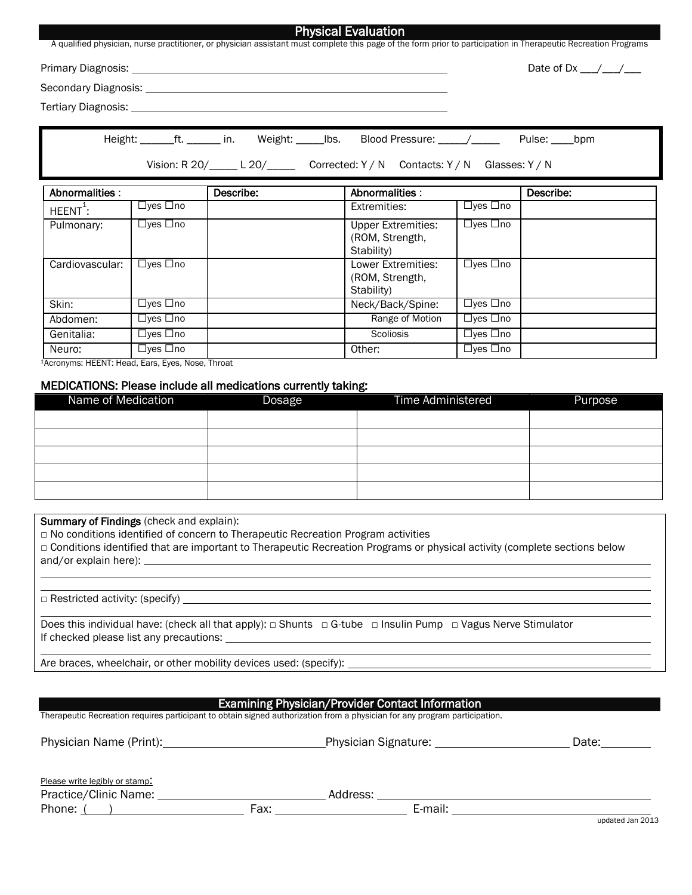## Physical Evaluation

A qualified physician, nurse practitioner, or physician assistant must complete this page of the form prior to participation in Therapeutic Recreation Programs

Primary Diagnosis: ________________________________________ Date of Dx ___/___/___

Secondary Diagnosis: ________________________________________

Tertiary Diagnosis: ________________________________________

Height: ______ft. ______ in. Weight: _____lbs. Blood Pressure: _____/_____ Pulse: ____bpm

Vision: R 20/_____ L 20/_____ Corrected: Y / N Contacts: Y / N Glasses: Y / N

| Abnormalities : | | Describe: | Abnormalities : | | Describe: |
|---|---|---|---|---|---|
| HEENT[1]: | ☐yes ☐no | | Extremities: | ☐yes ☐no | |
| Pulmonary: | ☐yes ☐no | | Upper Extremities: (ROM, Strength, Stability) | ☐yes ☐no | |
| Cardiovascular: | ☐yes ☐no | | Lower Extremities: (ROM, Strength, Stability) | ☐yes ☐no | |
| Skin: | ☐yes ☐no | | Neck/Back/Spine: | ☐yes ☐no | |
| Abdomen: | ☐yes ☐no | | Range of Motion | ☐yes ☐no | |
| Genitalia: | ☐yes ☐no | | Scoliosis | ☐yes ☐no | |
| Neuro: | ☐yes ☐no | | Other: | ☐yes ☐no | |

[1]Acronyms: HEENT: Head, Ears, Eyes, Nose, Throat

### MEDICATIONS: Please include all medications currently taking:

| Name of Medication | Dosage | Time Administered | Purpose |
|---|---|---|---|
| | | | |
| | | | |
| | | | |
| | | | |
| | | | |

**Summary of Findings** (check and explain):

□ No conditions identified of concern to Therapeutic Recreation Program activities

□ Conditions identified that are important to Therapeutic Recreation Programs or physical activity (complete sections below and/or explain here): ________________________________________

□ Restricted activity: (specify) ________________________________________

Does this individual have: (check all that apply): □ Shunts □ G-tube □ Insulin Pump □ Vagus Nerve Stimulator

If checked please list any precautions: ________________________________________

Are braces, wheelchair, or other mobility devices used: (specify): ________________________________________

## Examining Physician/Provider Contact Information

Therapeutic Recreation requires participant to obtain signed authorization from a physician for any program participation.

Physician Name (Print): ____________________ Physician Signature: ____________________ Date: ________

Please write legibly or stamp:

Practice/Clinic Name: ____________________ Address: ________________________________________

Phone: (    ) ____________________ Fax: ____________________ E-mail: ____________________

updated Jan 2013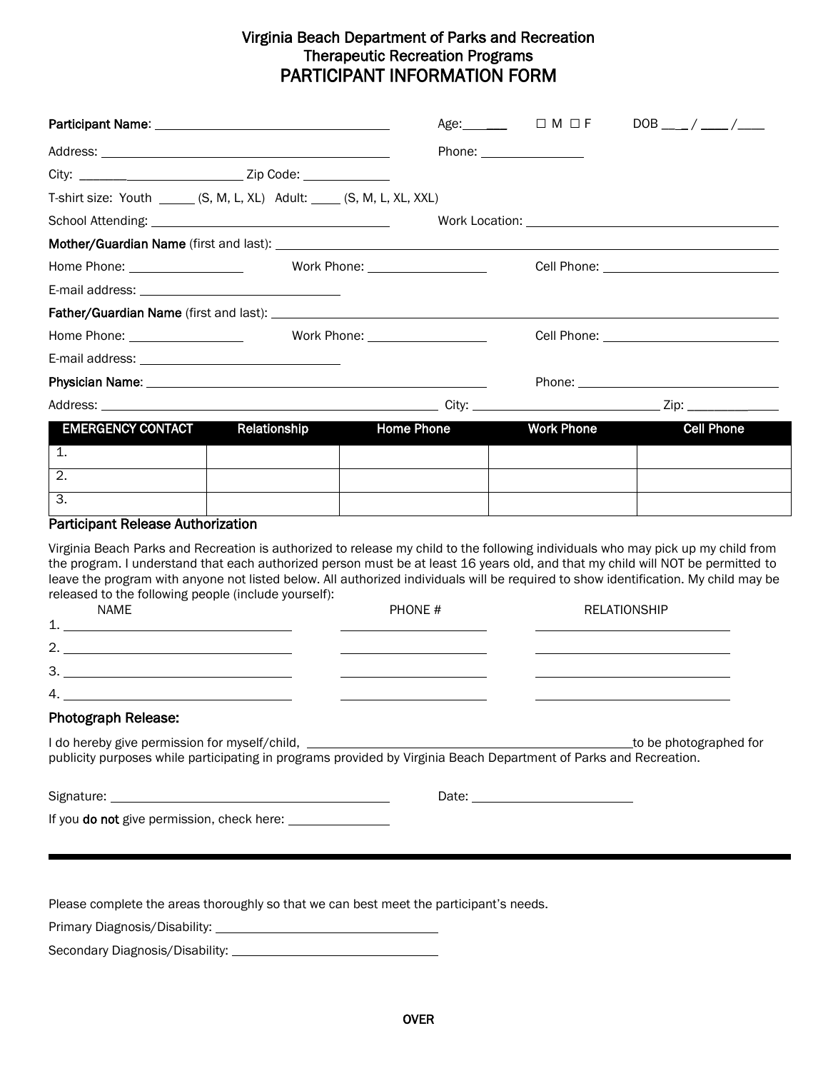# Virginia Beach Department of Parks and Recreation
## Therapeutic Recreation Programs
## PARTICIPANT INFORMATION FORM

**Participant Name**: ______________________ Age: ______ ☐ M ☐ F DOB ___ / ____ / ____

Address: ______________________ Phone: ______________

City: ______________ Zip Code: __________

T-shirt size: Youth _____ (S, M, L, XL) Adult: ____ (S, M, L, XL, XXL)

School Attending: ______________________ Work Location: ______________________

**Mother/Guardian Name** (first and last): ______________________

Home Phone: ______________ Work Phone: ______________ Cell Phone: ______________

E-mail address: ______________________

**Father/Guardian Name** (first and last): ______________________

Home Phone: ______________ Work Phone: ______________ Cell Phone: ______________

E-mail address: ______________________

**Physician Name**: ______________________ Phone: ______________

Address: ______________________ City: ______________ Zip: __________

| EMERGENCY CONTACT | Relationship | Home Phone | Work Phone | Cell Phone |
|---|---|---|---|---|
| 1. | | | | |
| 2. | | | | |
| 3. | | | | |

### Participant Release Authorization

Virginia Beach Parks and Recreation is authorized to release my child to the following individuals who may pick up my child from the program. I understand that each authorized person must be at least 16 years old, and that my child will NOT be permitted to leave the program with anyone not listed below. All authorized individuals will be required to show identification. My child may be released to the following people (include yourself):

| NAME | PHONE # | RELATIONSHIP |
|---|---|---|
| 1. | | |
| 2. | | |
| 3. | | |
| 4. | | |

### Photograph Release:

I do hereby give permission for myself/child, ______________________ to be photographed for publicity purposes while participating in programs provided by Virginia Beach Department of Parks and Recreation.

Signature: ______________________ Date: ______________

If you **do not** give permission, check here: __________

---

Please complete the areas thoroughly so that we can best meet the participant's needs.

Primary Diagnosis/Disability: ______________________

Secondary Diagnosis/Disability: ______________________

OVER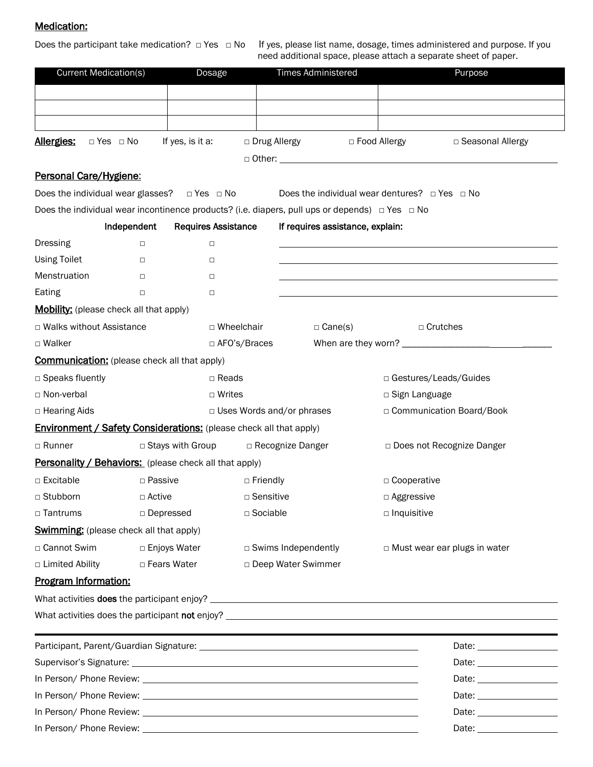## Medication:

Does the participant take medication? □ Yes □ No  If yes, please list name, dosage, times administered and purpose. If you need additional space, please attach a separate sheet of paper.

| Current Medication(s) | Dosage | Times Administered | Purpose |
|---|---|---|---|
| | | | |
| | | | |
| | | | |

**Allergies:** □ Yes □ No  If yes, is it a: □ Drug Allergy □ Food Allergy □ Seasonal Allergy

□ Other: ______________________________

## Personal Care/Hygiene:

Does the individual wear glasses? □ Yes □ No  Does the individual wear dentures? □ Yes □ No

Does the individual wear incontinence products? (i.e. diapers, pull ups or depends) □ Yes □ No

| | Independent | Requires Assistance | If requires assistance, explain: |
|---|---|---|---|
| Dressing | □ | □ | ______________________________ |
| Using Toilet | □ | □ | ______________________________ |
| Menstruation | □ | □ | ______________________________ |
| Eating | □ | □ | ______________________________ |

## Mobility: (please check all that apply)

□ Walks without Assistance □ Wheelchair □ Cane(s) □ Crutches

□ Walker □ AFO's/Braces When are they worn? ______________________________

## Communication: (please check all that apply)

□ Speaks fluently □ Reads □ Gestures/Leads/Guides

□ Non-verbal □ Writes □ Sign Language

□ Hearing Aids □ Uses Words and/or phrases □ Communication Board/Book

## Environment / Safety Considerations: (please check all that apply)

□ Runner □ Stays with Group □ Recognize Danger □ Does not Recognize Danger

## Personality / Behaviors: (please check all that apply)

□ Excitable □ Passive □ Friendly □ Cooperative

□ Stubborn □ Active □ Sensitive □ Aggressive

□ Tantrums □ Depressed □ Sociable □ Inquisitive

## Swimming: (please check all that apply)

□ Cannot Swim □ Enjoys Water □ Swims Independently □ Must wear ear plugs in water

□ Limited Ability □ Fears Water □ Deep Water Swimmer

## Program Information:

What activities **does** the participant enjoy? ______________________________

What activities does the participant **not** enjoy? ______________________________

---

Participant, Parent/Guardian Signature: ______________________________ Date: __________

Supervisor's Signature: ______________________________ Date: __________

In Person/ Phone Review: ______________________________ Date: __________

In Person/ Phone Review: ______________________________ Date: __________

In Person/ Phone Review: ______________________________ Date: __________

In Person/ Phone Review: ______________________________ Date: __________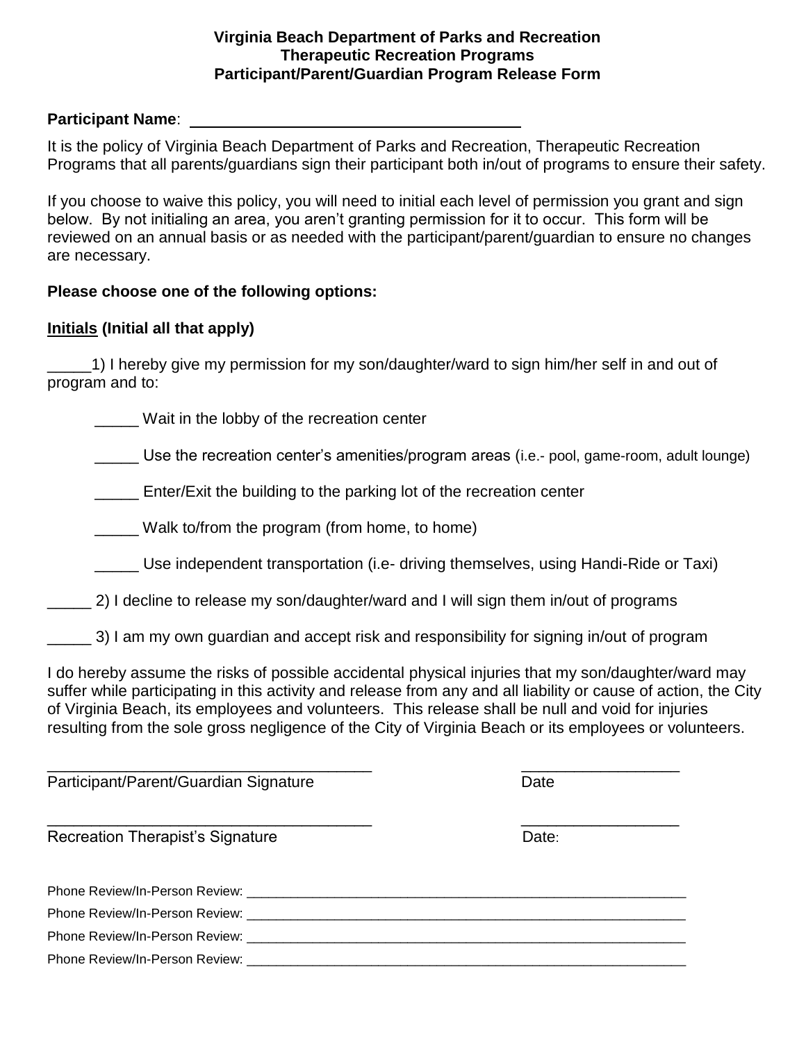**Virginia Beach Department of Parks and Recreation**
**Therapeutic Recreation Programs**
**Participant/Parent/Guardian Program Release Form**

**Participant Name**: ______________________________________

It is the policy of Virginia Beach Department of Parks and Recreation, Therapeutic Recreation Programs that all parents/guardians sign their participant both in/out of programs to ensure their safety.

If you choose to waive this policy, you will need to initial each level of permission you grant and sign below. By not initialing an area, you aren't granting permission for it to occur. This form will be reviewed on an annual basis or as needed with the participant/parent/guardian to ensure no changes are necessary.

**Please choose one of the following options:**

**Initials (Initial all that apply)**

_____1) I hereby give my permission for my son/daughter/ward to sign him/her self in and out of program and to:

- _____ Wait in the lobby of the recreation center
- _____ Use the recreation center's amenities/program areas (i.e.- pool, game-room, adult lounge)
- _____ Enter/Exit the building to the parking lot of the recreation center
- _____ Walk to/from the program (from home, to home)
- _____ Use independent transportation (i.e- driving themselves, using Handi-Ride or Taxi)

_____ 2) I decline to release my son/daughter/ward and I will sign them in/out of programs

_____ 3) I am my own guardian and accept risk and responsibility for signing in/out of program

I do hereby assume the risks of possible accidental physical injuries that my son/daughter/ward may suffer while participating in this activity and release from any and all liability or cause of action, the City of Virginia Beach, its employees and volunteers. This release shall be null and void for injuries resulting from the sole gross negligence of the City of Virginia Beach or its employees or volunteers.

_____________________________________ __________________
Participant/Parent/Guardian Signature Date

_____________________________________ __________________
Recreation Therapist's Signature Date:

Phone Review/In-Person Review: ______________________________________________________________

Phone Review/In-Person Review: ______________________________________________________________

Phone Review/In-Person Review: ______________________________________________________________

Phone Review/In-Person Review: ______________________________________________________________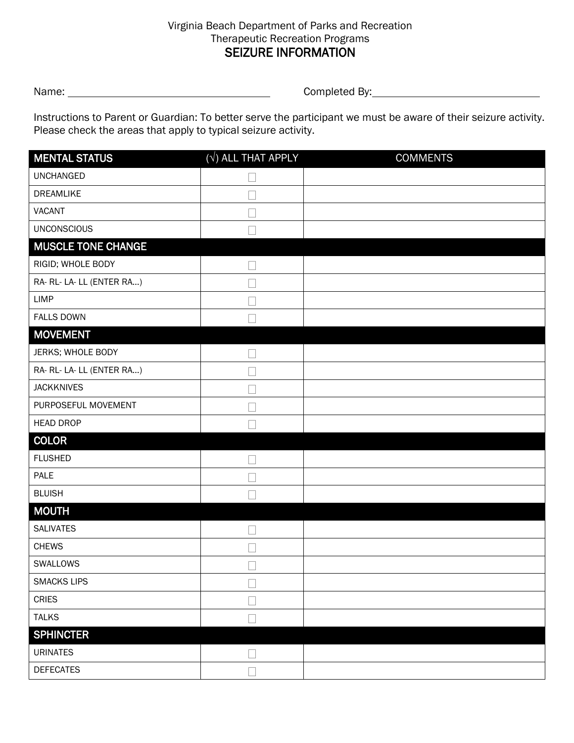Virginia Beach Department of Parks and Recreation
Therapeutic Recreation Programs

# SEIZURE INFORMATION

Name: ____________________ Completed By: ____________________

Instructions to Parent or Guardian: To better serve the participant we must be aware of their seizure activity. Please check the areas that apply to typical seizure activity.

| MENTAL STATUS | (√) ALL THAT APPLY | COMMENTS |
|---|---|---|
| UNCHANGED | ☐ | |
| DREAMLIKE | ☐ | |
| VACANT | ☐ | |
| UNCONSCIOUS | ☐ | |
| **MUSCLE TONE CHANGE** | | |
| RIGID; WHOLE BODY | ☐ | |
| RA- RL- LA- LL (ENTER RA…) | ☐ | |
| LIMP | ☐ | |
| FALLS DOWN | ☐ | |
| **MOVEMENT** | | |
| JERKS; WHOLE BODY | ☐ | |
| RA- RL- LA- LL (ENTER RA…) | ☐ | |
| JACKKNIVES | ☐ | |
| PURPOSEFUL MOVEMENT | ☐ | |
| HEAD DROP | ☐ | |
| **COLOR** | | |
| FLUSHED | ☐ | |
| PALE | ☐ | |
| BLUISH | ☐ | |
| **MOUTH** | | |
| SALIVATES | ☐ | |
| CHEWS | ☐ | |
| SWALLOWS | ☐ | |
| SMACKS LIPS | ☐ | |
| CRIES | ☐ | |
| TALKS | ☐ | |
| **SPHINCTER** | | |
| URINATES | ☐ | |
| DEFECATES | ☐ | |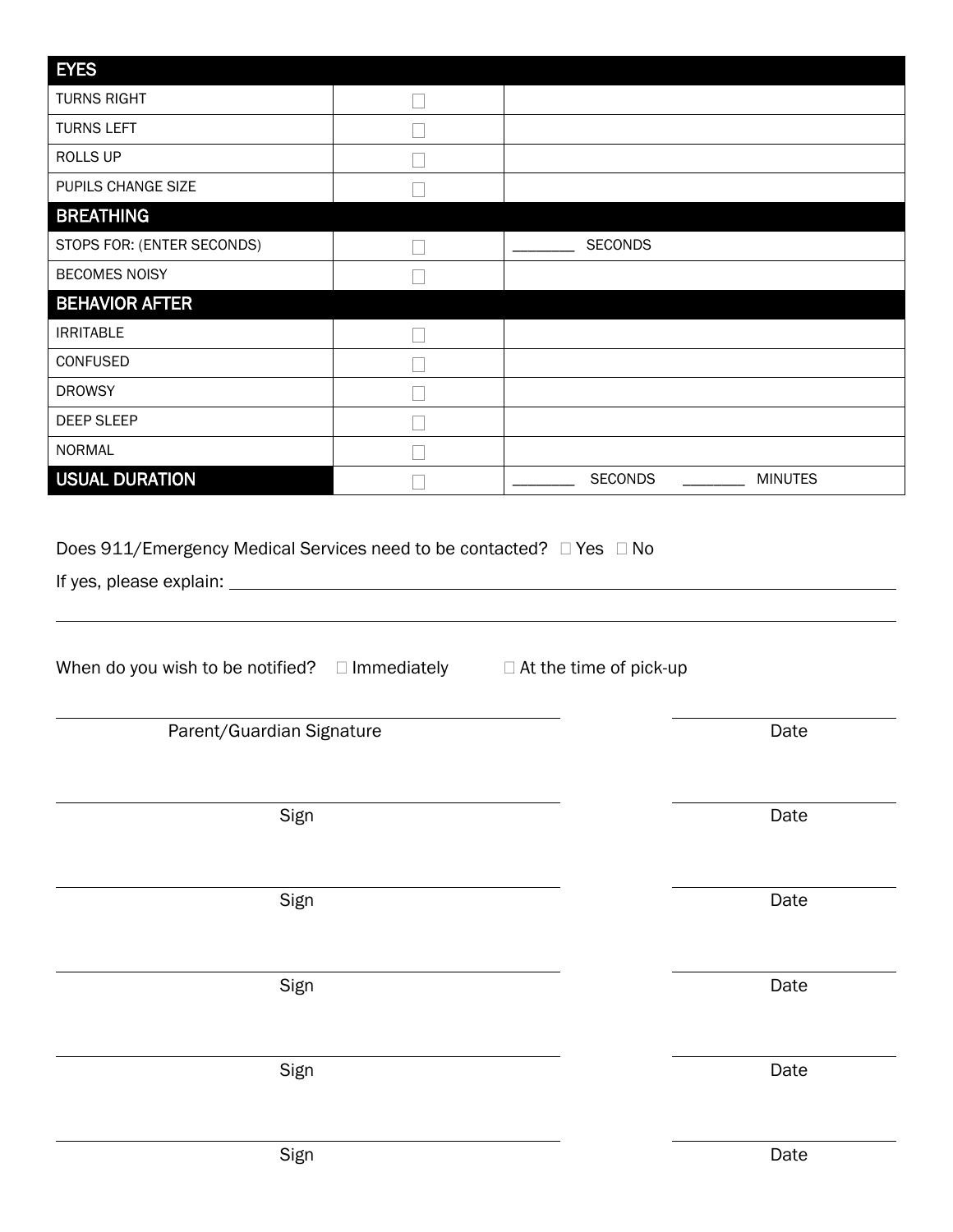| | | |
|---|---|---|
| **EYES** | | |
| TURNS RIGHT | ☐ | |
| TURNS LEFT | ☐ | |
| ROLLS UP | ☐ | |
| PUPILS CHANGE SIZE | ☐ | |
| **BREATHING** | | |
| STOPS FOR: (ENTER SECONDS) | ☐ | ________ SECONDS |
| BECOMES NOISY | ☐ | |
| **BEHAVIOR AFTER** | | |
| IRRITABLE | ☐ | |
| CONFUSED | ☐ | |
| DROWSY | ☐ | |
| DEEP SLEEP | ☐ | |
| NORMAL | ☐ | |
| **USUAL DURATION** | ☐ | ________ SECONDS ________ MINUTES |

Does 911/Emergency Medical Services need to be contacted? ☐ Yes ☐ No

If yes, please explain: ______________________________________________________________

______________________________________________________________________________

When do you wish to be notified? ☐ Immediately ☐ At the time of pick-up

______________________________ ______________

Parent/Guardian Signature Date

______________________________ ______________

Sign Date

______________________________ ______________

Sign Date

______________________________ ______________

Sign Date

______________________________ ______________

Sign Date

______________________________ ______________

Sign Date